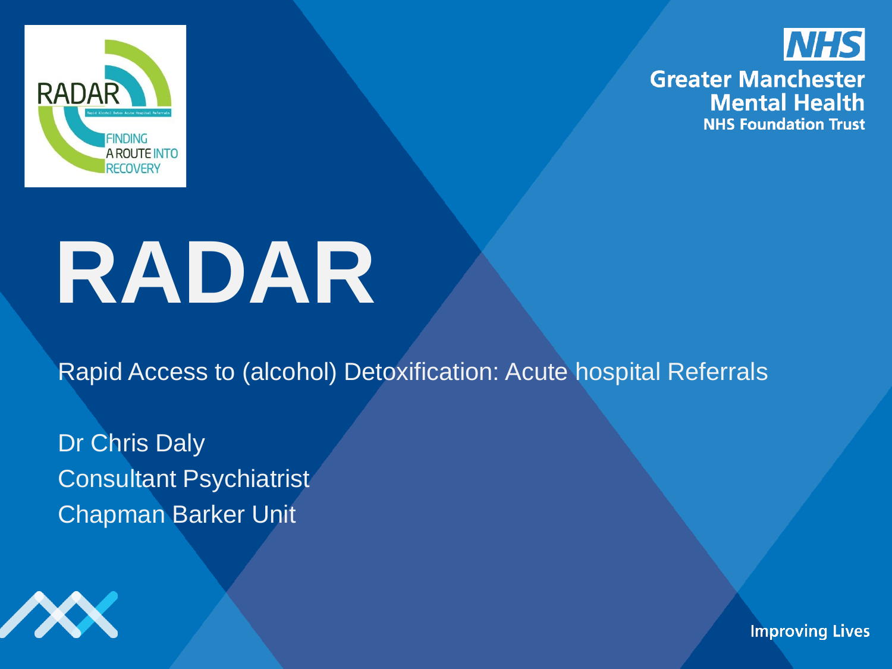RADAR

FINDING A ROUTE INTO RECOVERY

NHS

Greater Manchester Mental Health NHS Foundation Trust

# RADAR

Rapid Access to (alcohol) Detoxification: Acute hospital Referrals

Dr Chris Daly
Consultant Psychiatrist
Chapman Barker Unit

Improving Lives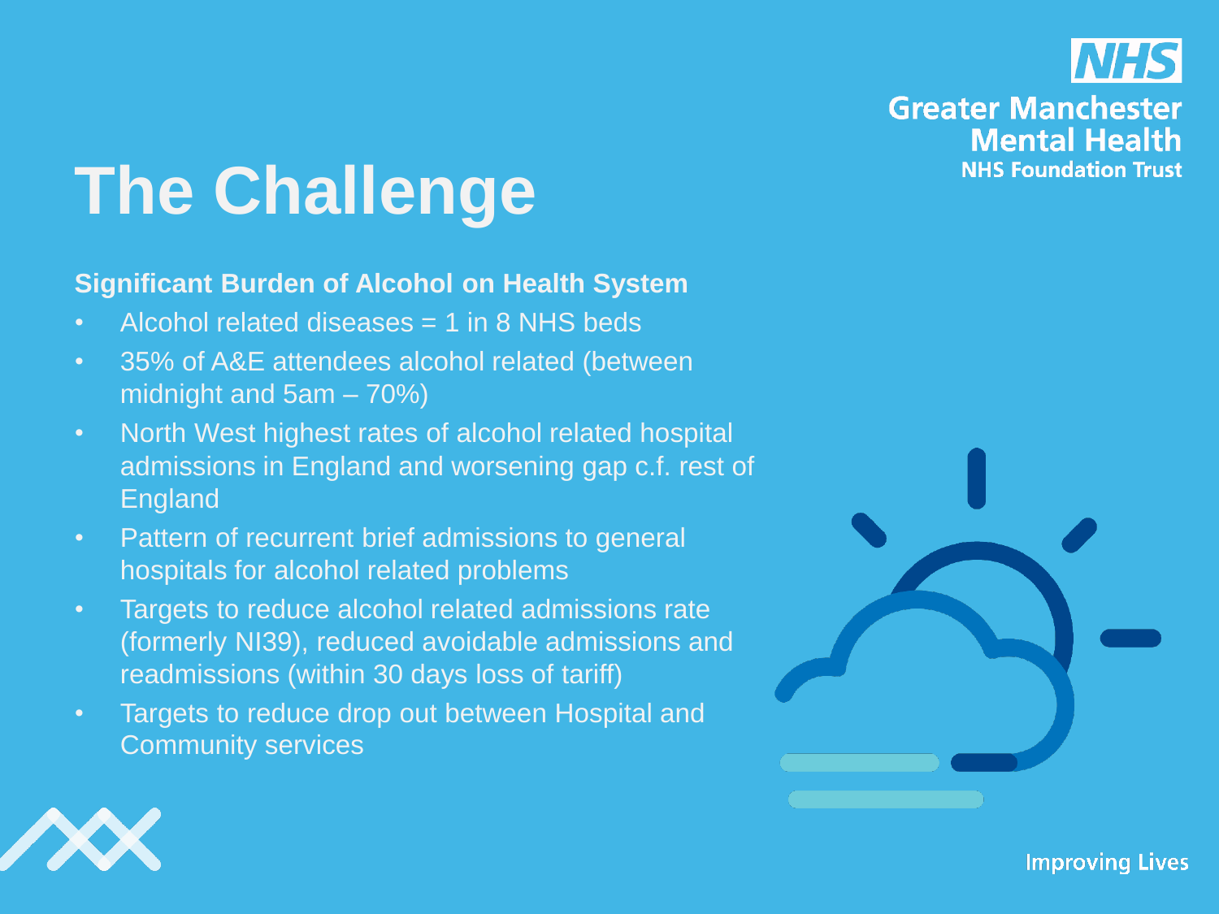# The Challenge

**Significant Burden of Alcohol on Health System**

- Alcohol related diseases = 1 in 8 NHS beds
- 35% of A&E attendees alcohol related (between midnight and 5am – 70%)
- North West highest rates of alcohol related hospital admissions in England and worsening gap c.f. rest of England
- Pattern of recurrent brief admissions to general hospitals for alcohol related problems
- Targets to reduce alcohol related admissions rate (formerly NI39), reduced avoidable admissions and readmissions (within 30 days loss of tariff)
- Targets to reduce drop out between Hospital and Community services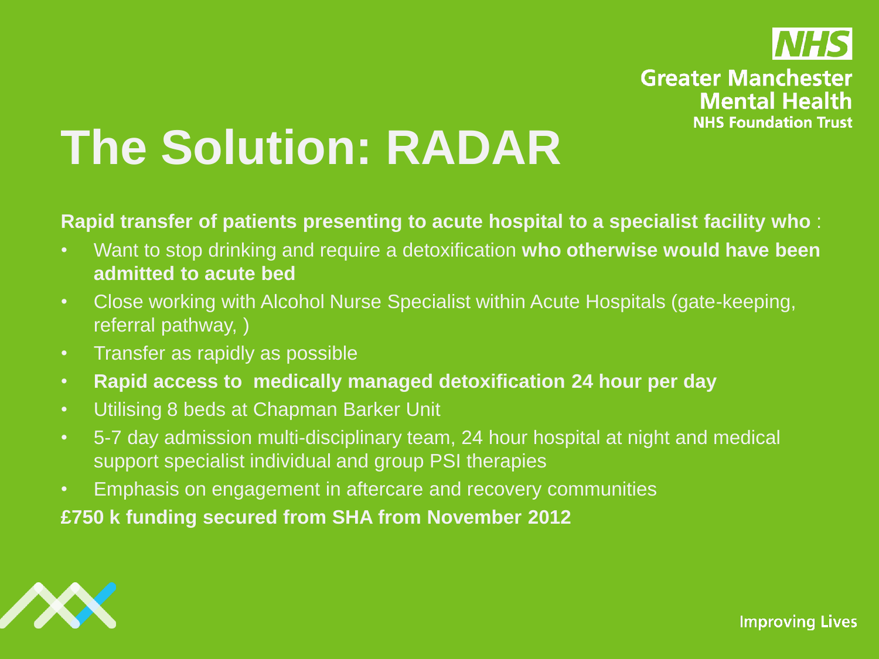# The Solution: RADAR

**Rapid transfer of patients presenting to acute hospital to a specialist facility who** :

- Want to stop drinking and require a detoxification **who otherwise would have been admitted to acute bed**
- Close working with Alcohol Nurse Specialist within Acute Hospitals (gate-keeping, referral pathway, )
- Transfer as rapidly as possible
- **Rapid access to medically managed detoxification 24 hour per day**
- Utilising 8 beds at Chapman Barker Unit
- 5-7 day admission multi-disciplinary team, 24 hour hospital at night and medical support specialist individual and group PSI therapies
- Emphasis on engagement in aftercare and recovery communities

**£750 k funding secured from SHA from November 2012**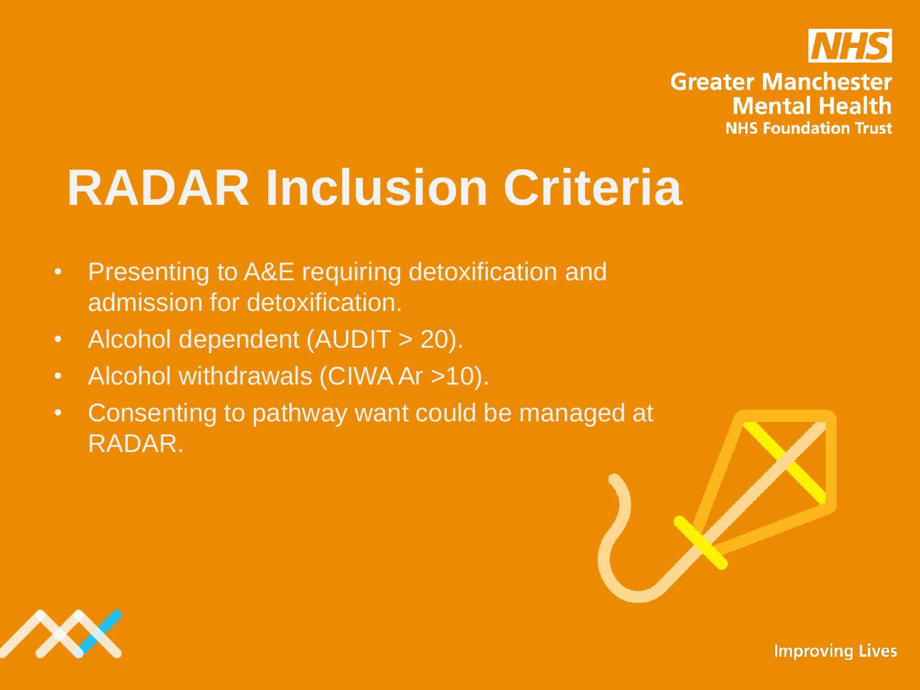# RADAR Inclusion Criteria

- Presenting to A&E requiring detoxification and admission for detoxification.
- Alcohol dependent (AUDIT > 20).
- Alcohol withdrawals (CIWA Ar >10).
- Consenting to pathway want could be managed at RADAR.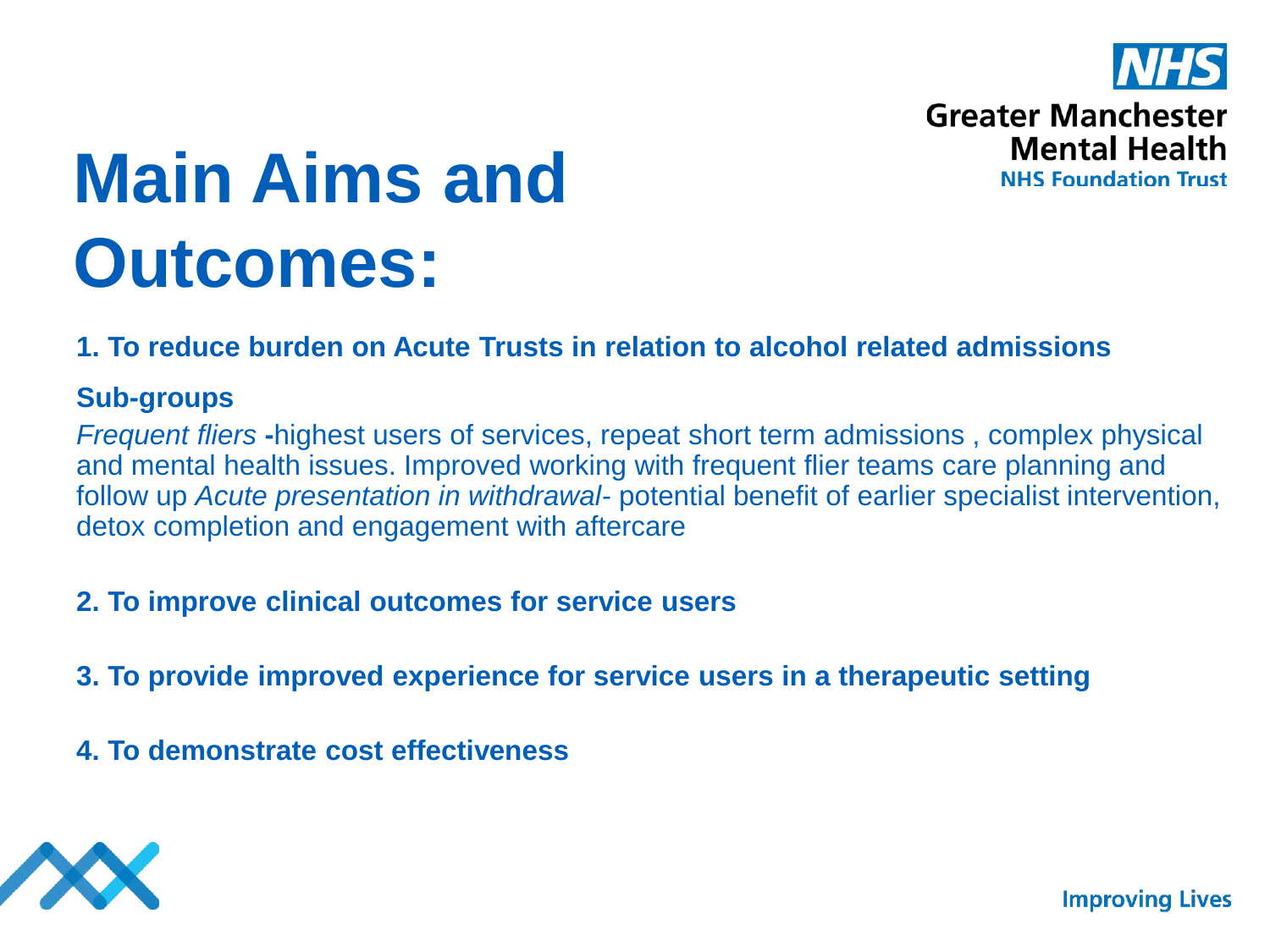# Main Aims and Outcomes:

**1. To reduce burden on Acute Trusts in relation to alcohol related admissions**

**Sub-groups**

*Frequent fliers* **-**highest users of services, repeat short term admissions , complex physical and mental health issues. Improved working with frequent flier teams care planning and follow up *Acute presentation in withdrawal-* potential benefit of earlier specialist intervention, detox completion and engagement with aftercare

**2. To improve clinical outcomes for service users**

**3. To provide improved experience for service users in a therapeutic setting**

**4. To demonstrate cost effectiveness**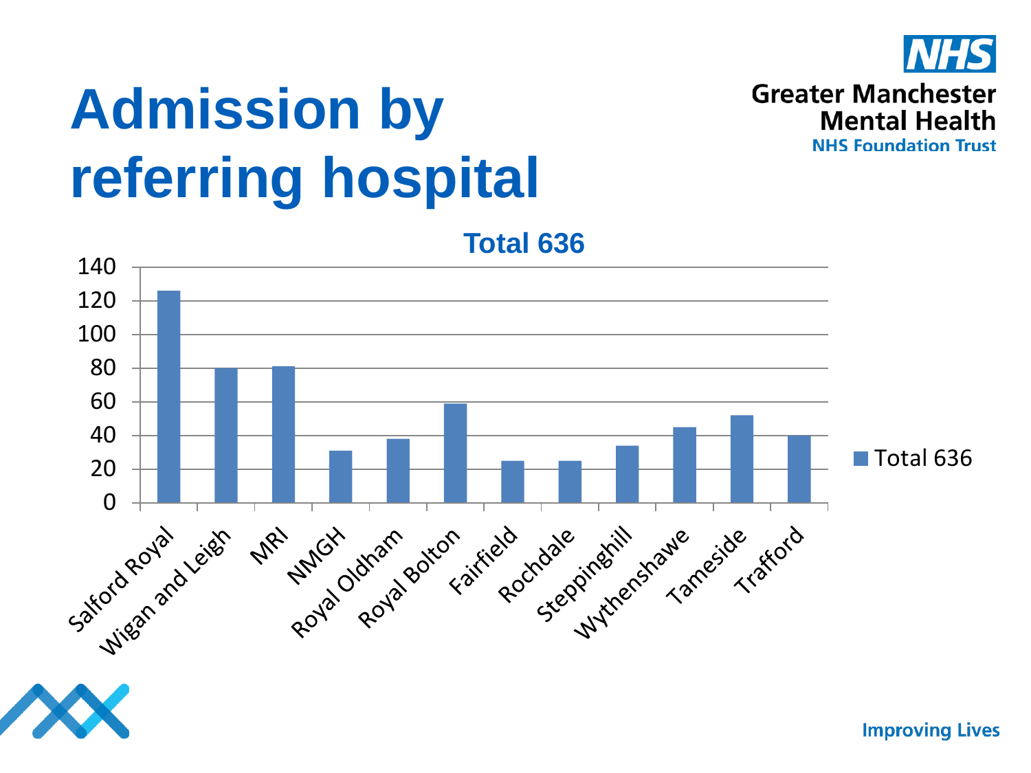# Admission by referring hospital

**Total 636**

| Referring hospital | Total 636 |
|---|---|
| Salford Royal | 126 |
| Wigan and Leigh | 80 |
| MRI | 81 |
| NMGH | 31 |
| Royal Oldham | 38 |
| Royal Bolton | 59 |
| Fairfield | 25 |
| Rochdale | 25 |
| Steppinghill | 34 |
| Wythenshawe | 45 |
| Tameside | 52 |
| Trafford | 40 |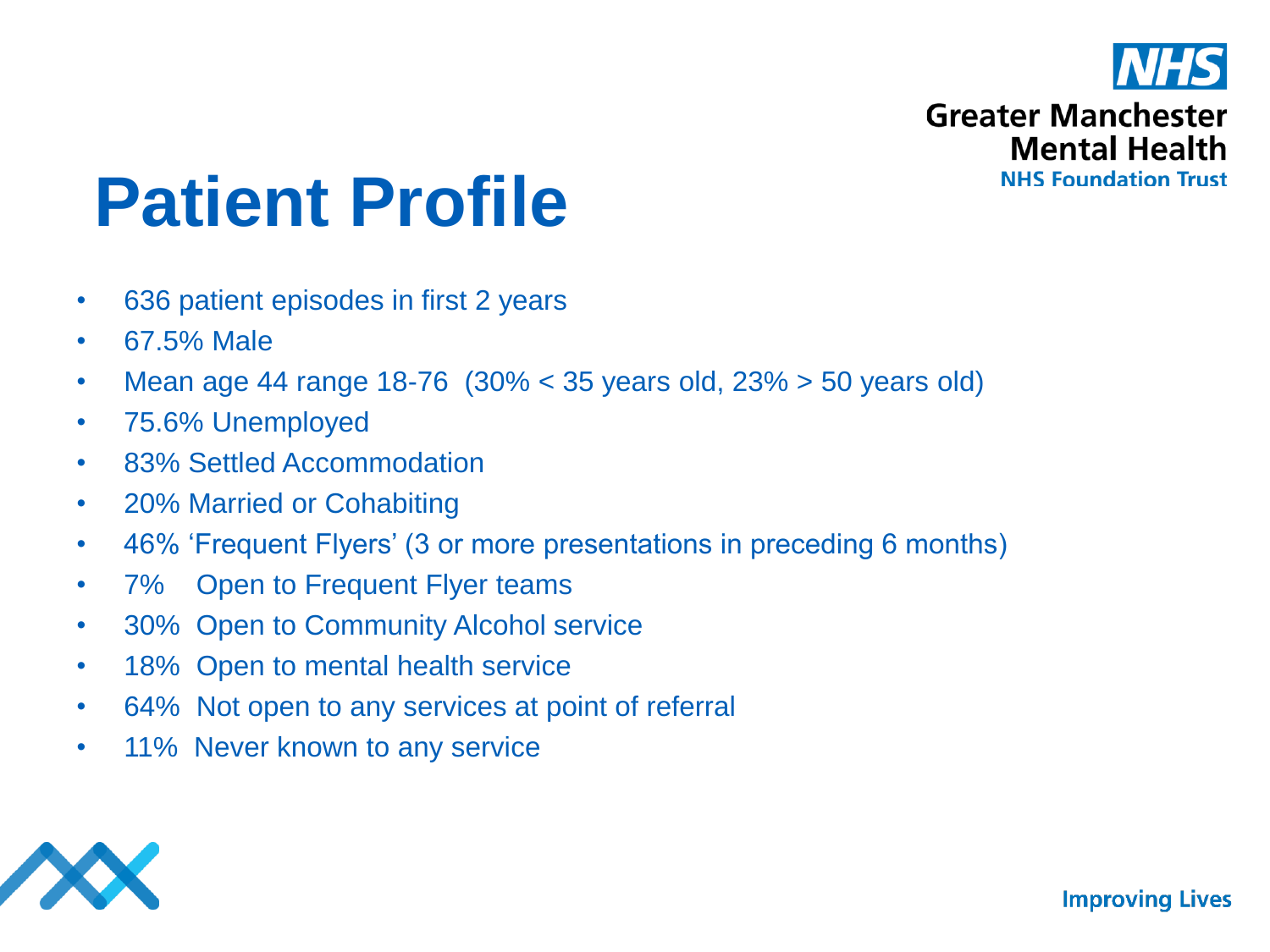# Patient Profile

- 636 patient episodes in first 2 years
- 67.5% Male
- Mean age 44 range 18-76 (30% < 35 years old, 23% > 50 years old)
- 75.6% Unemployed
- 83% Settled Accommodation
- 20% Married or Cohabiting
- 46% 'Frequent Flyers' (3 or more presentations in preceding 6 months)
- 7% Open to Frequent Flyer teams
- 30% Open to Community Alcohol service
- 18% Open to mental health service
- 64% Not open to any services at point of referral
- 11% Never known to any service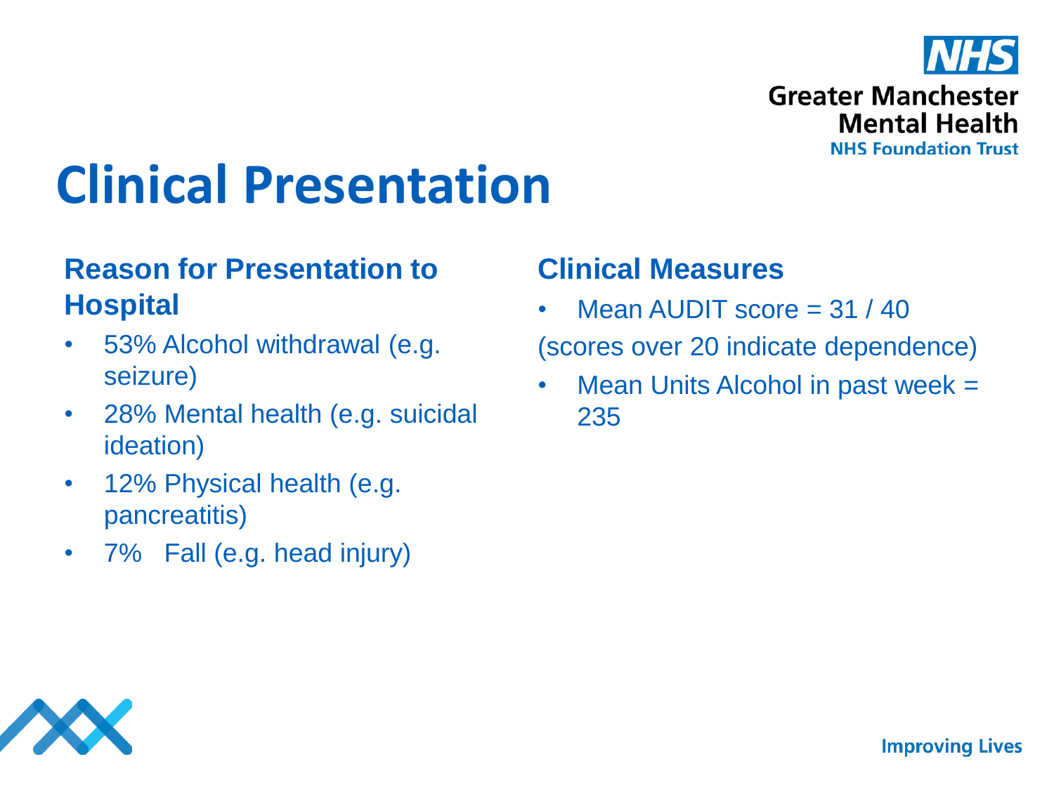# Clinical Presentation

## Reason for Presentation to Hospital

- 53% Alcohol withdrawal (e.g. seizure)
- 28% Mental health (e.g. suicidal ideation)
- 12% Physical health (e.g. pancreatitis)
- 7% Fall (e.g. head injury)

## Clinical Measures

- Mean AUDIT score = 31 / 40

(scores over 20 indicate dependence)

- Mean Units Alcohol in past week = 235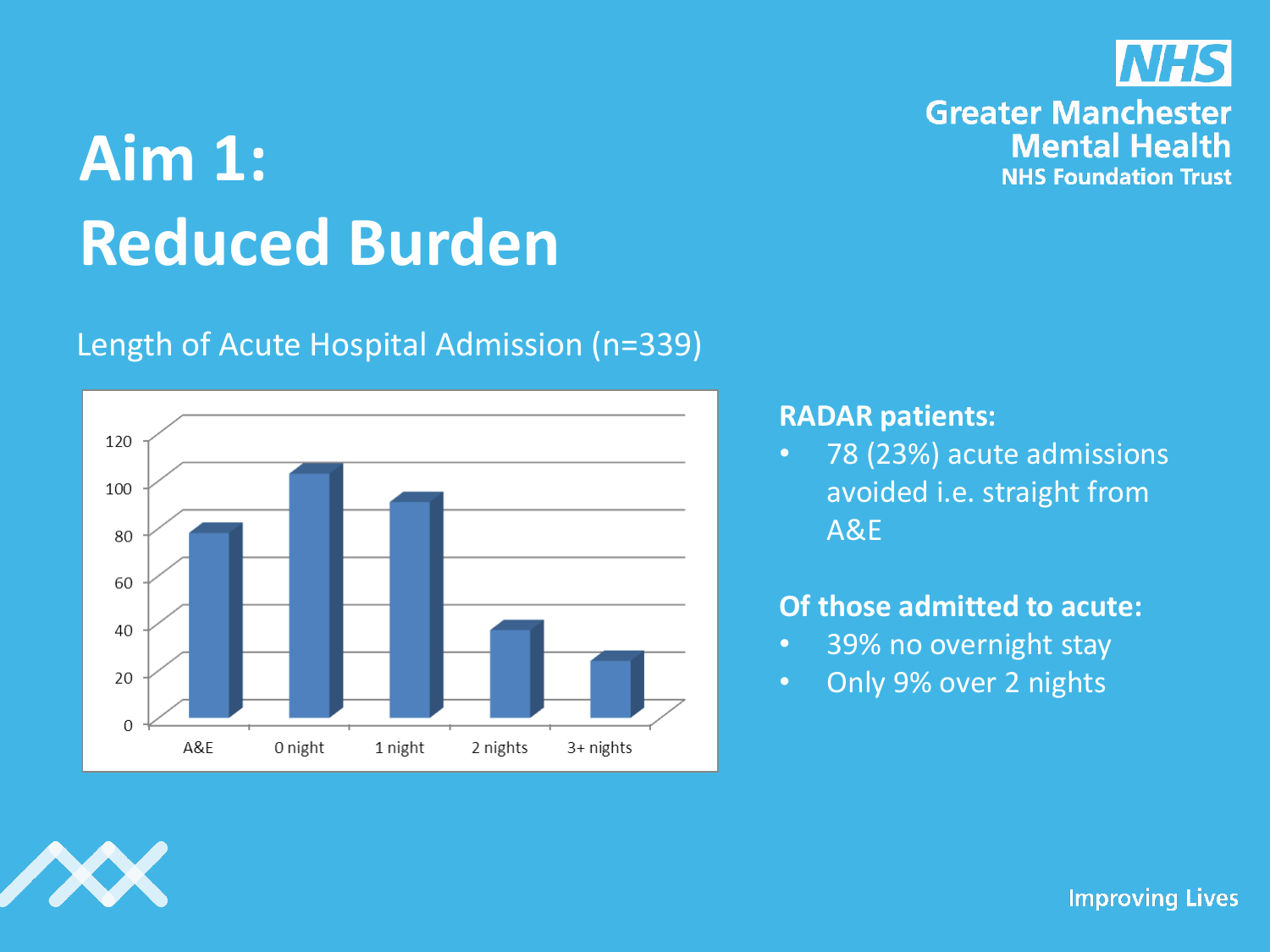# Aim 1: Reduced Burden

Greater Manchester Mental Health NHS Foundation Trust

Length of Acute Hospital Admission (n=339)

**RADAR patients:**

- 78 (23%) acute admissions avoided i.e. straight from A&E

**Of those admitted to acute:**

- 39% no overnight stay
- Only 9% over 2 nights

Improving Lives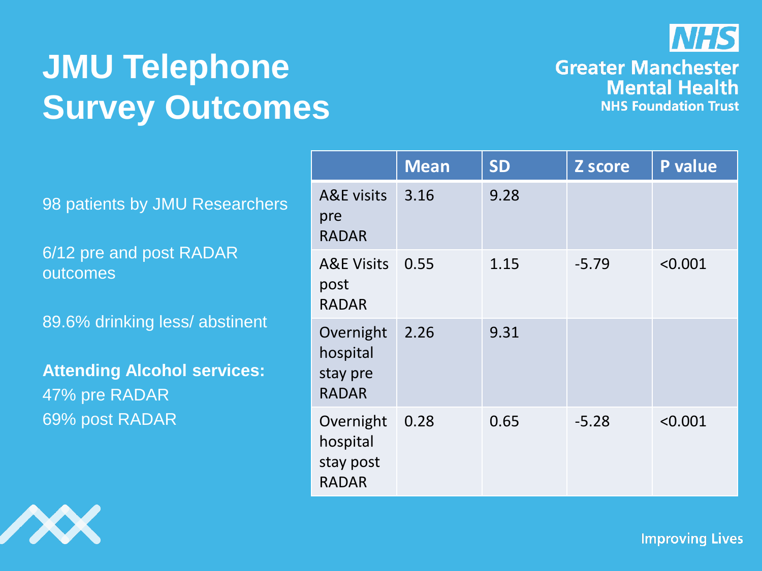# JMU Telephone Survey Outcomes

98 patients by JMU Researchers

6/12 pre and post RADAR outcomes

89.6% drinking less/ abstinent

**Attending Alcohol services:**
47% pre RADAR
69% post RADAR

| | Mean | SD | Z score | P value |
|---|---|---|---|---|
| A&E visits pre RADAR | 3.16 | 9.28 | | |
| A&E Visits post RADAR | 0.55 | 1.15 | -5.79 | <0.001 |
| Overnight hospital stay pre RADAR | 2.26 | 9.31 | | |
| Overnight hospital stay post RADAR | 0.28 | 0.65 | -5.28 | <0.001 |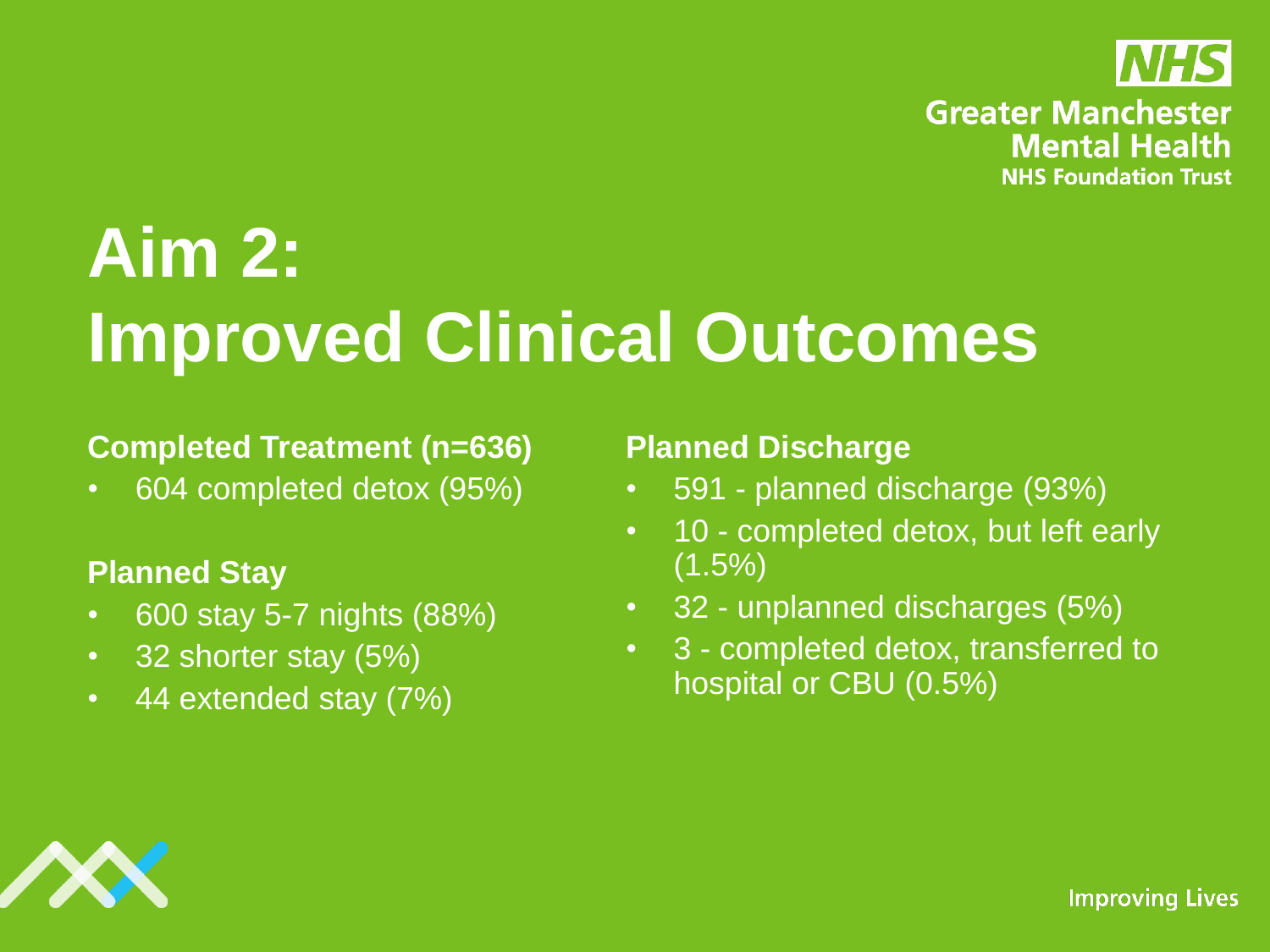# Aim 2: Improved Clinical Outcomes

**Completed Treatment (n=636)**

- 604 completed detox (95%)

**Planned Stay**

- 600 stay 5-7 nights (88%)
- 32 shorter stay (5%)
- 44 extended stay (7%)

**Planned Discharge**

- 591 - planned discharge (93%)
- 10 - completed detox, but left early (1.5%)
- 32 - unplanned discharges (5%)
- 3 - completed detox, transferred to hospital or CBU (0.5%)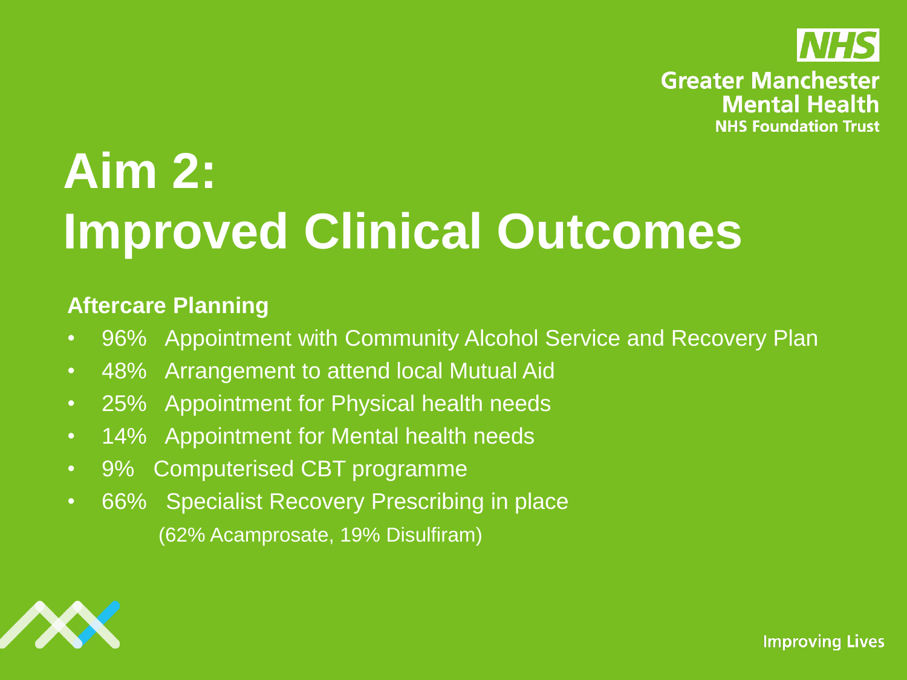# Aim 2: Improved Clinical Outcomes

**Aftercare Planning**

- 96% Appointment with Community Alcohol Service and Recovery Plan
- 48% Arrangement to attend local Mutual Aid
- 25% Appointment for Physical health needs
- 14% Appointment for Mental health needs
- 9% Computerised CBT programme
- 66% Specialist Recovery Prescribing in place
  (62% Acamprosate, 19% Disulfiram)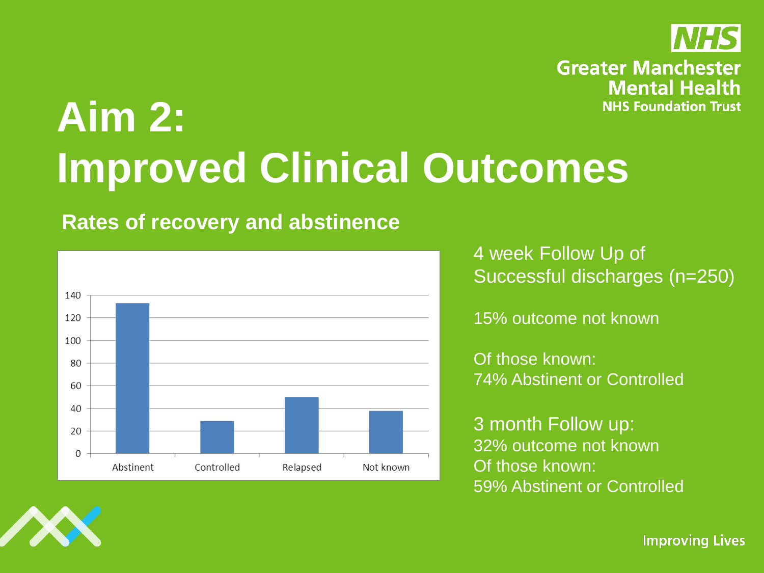# Aim 2: Improved Clinical Outcomes

## Rates of recovery and abstinence

4 week Follow Up of Successful discharges (n=250)

15% outcome not known

Of those known:
74% Abstinent or Controlled

3 month Follow up:
32% outcome not known
Of those known:
59% Abstinent or Controlled

Improving Lives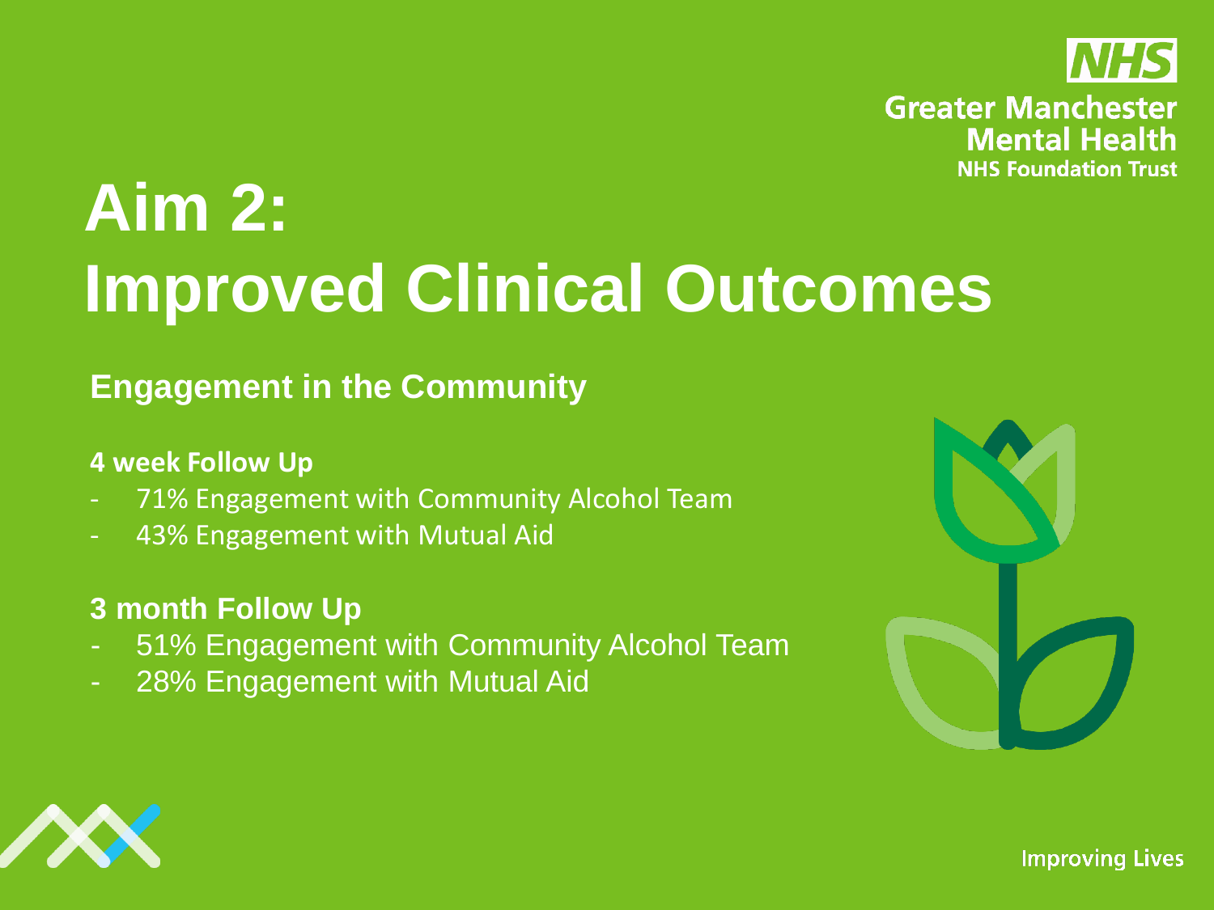# Aim 2: Improved Clinical Outcomes

## Engagement in the Community

**4 week Follow Up**

- 71% Engagement with Community Alcohol Team
- 43% Engagement with Mutual Aid

**3 month Follow Up**

- 51% Engagement with Community Alcohol Team
- 28% Engagement with Mutual Aid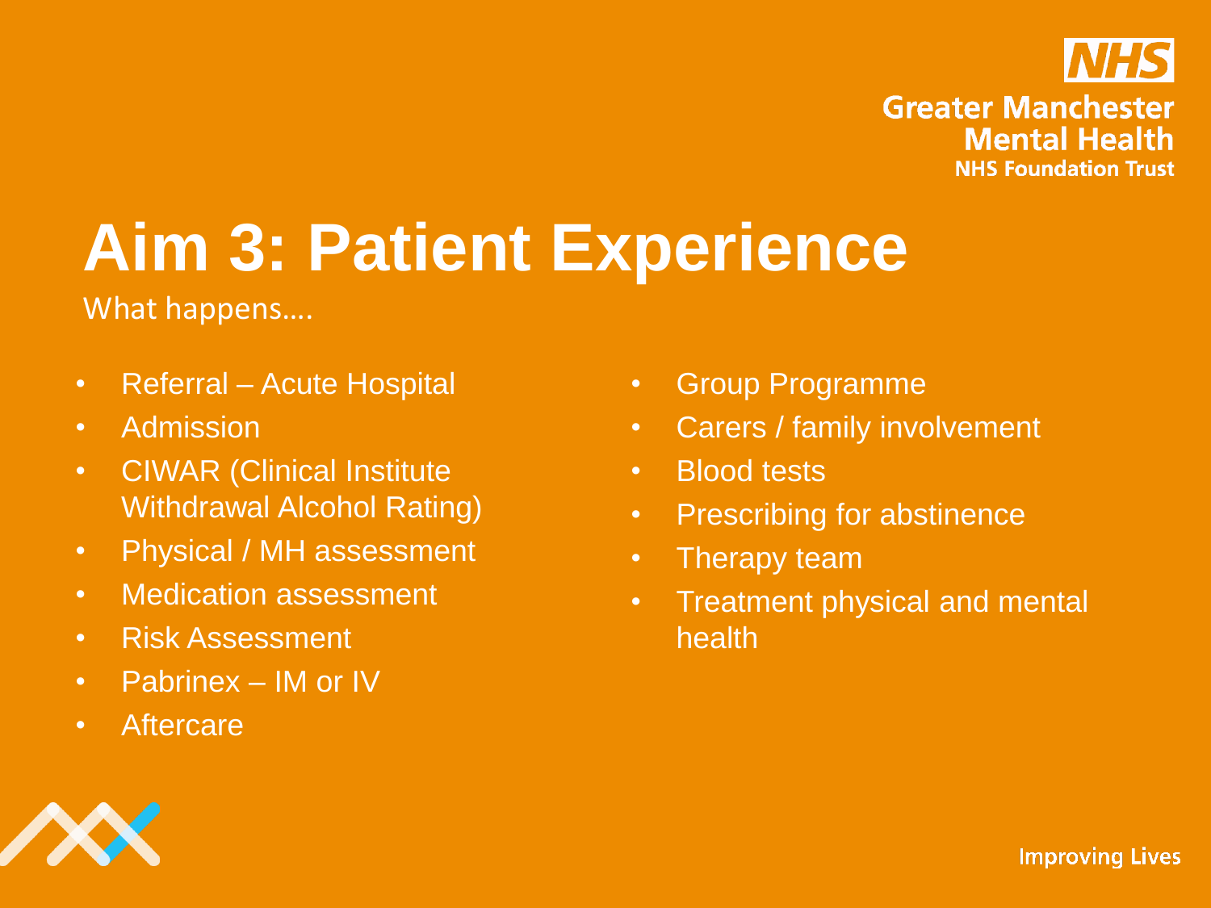# Aim 3: Patient Experience

What happens….

- Referral – Acute Hospital
- Admission
- CIWAR (Clinical Institute Withdrawal Alcohol Rating)
- Physical / MH assessment
- Medication assessment
- Risk Assessment
- Pabrinex – IM or IV
- Aftercare
- Group Programme
- Carers / family involvement
- Blood tests
- Prescribing for abstinence
- Therapy team
- Treatment physical and mental health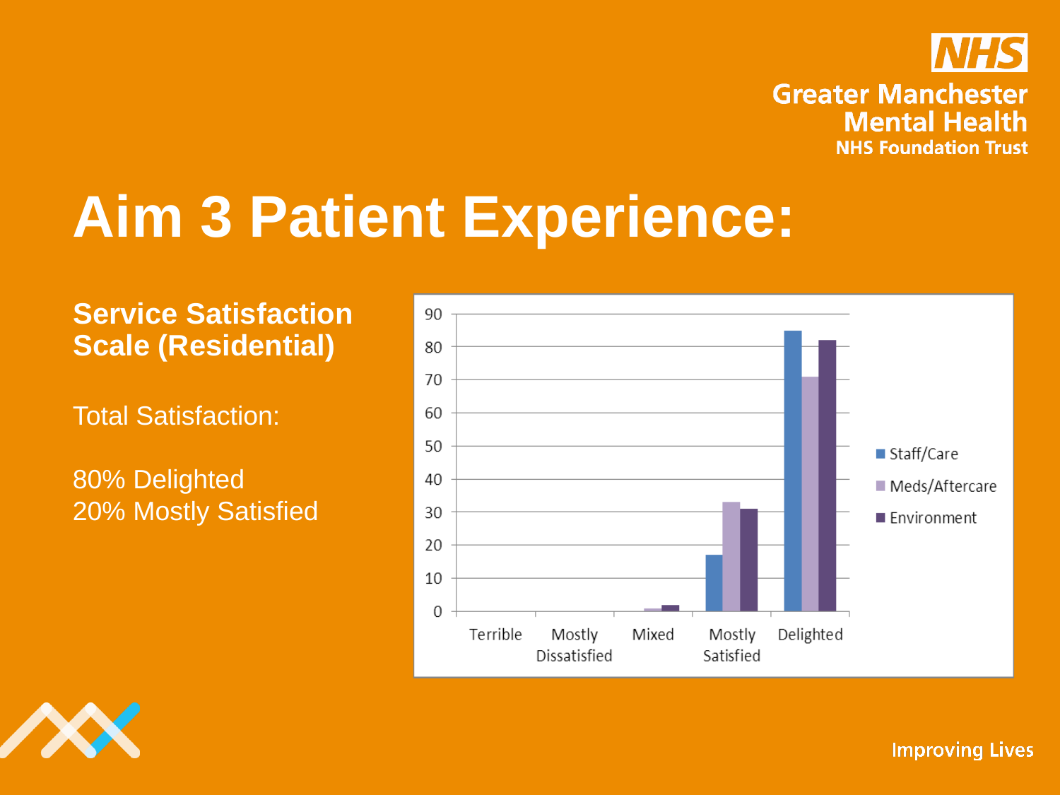# Aim 3 Patient Experience:

**Service Satisfaction Scale (Residential)**

Total Satisfaction:

80% Delighted
20% Mostly Satisfied

| | Terrible | Mostly Dissatisfied | Mixed | Mostly Satisfied | Delighted |
|---|---|---|---|---|---|
| Staff/Care | 0 | 0 | 0 | 17 | 85 |
| Meds/Aftercare | 0 | 0 | 1 | 33 | 71 |
| Environment | 0 | 0 | 2 | 31 | 82 |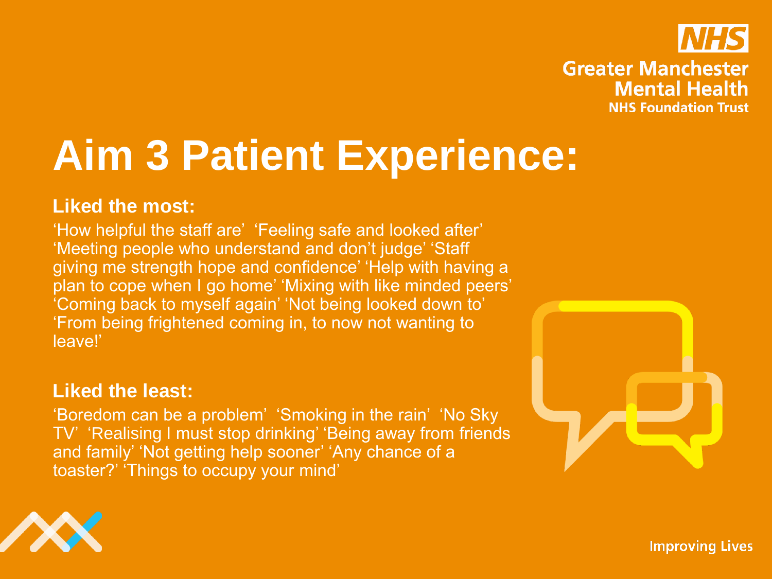Greater Manchester Mental Health NHS Foundation Trust

# Aim 3 Patient Experience:

**Liked the most:**

'How helpful the staff are' 'Feeling safe and looked after' 'Meeting people who understand and don't judge' 'Staff giving me strength hope and confidence' 'Help with having a plan to cope when I go home' 'Mixing with like minded peers' 'Coming back to myself again' 'Not being looked down to' 'From being frightened coming in, to now not wanting to leave!'

**Liked the least:**

'Boredom can be a problem' 'Smoking in the rain' 'No Sky TV' 'Realising I must stop drinking' 'Being away from friends and family' 'Not getting help sooner' 'Any chance of a toaster?' 'Things to occupy your mind'

Improving Lives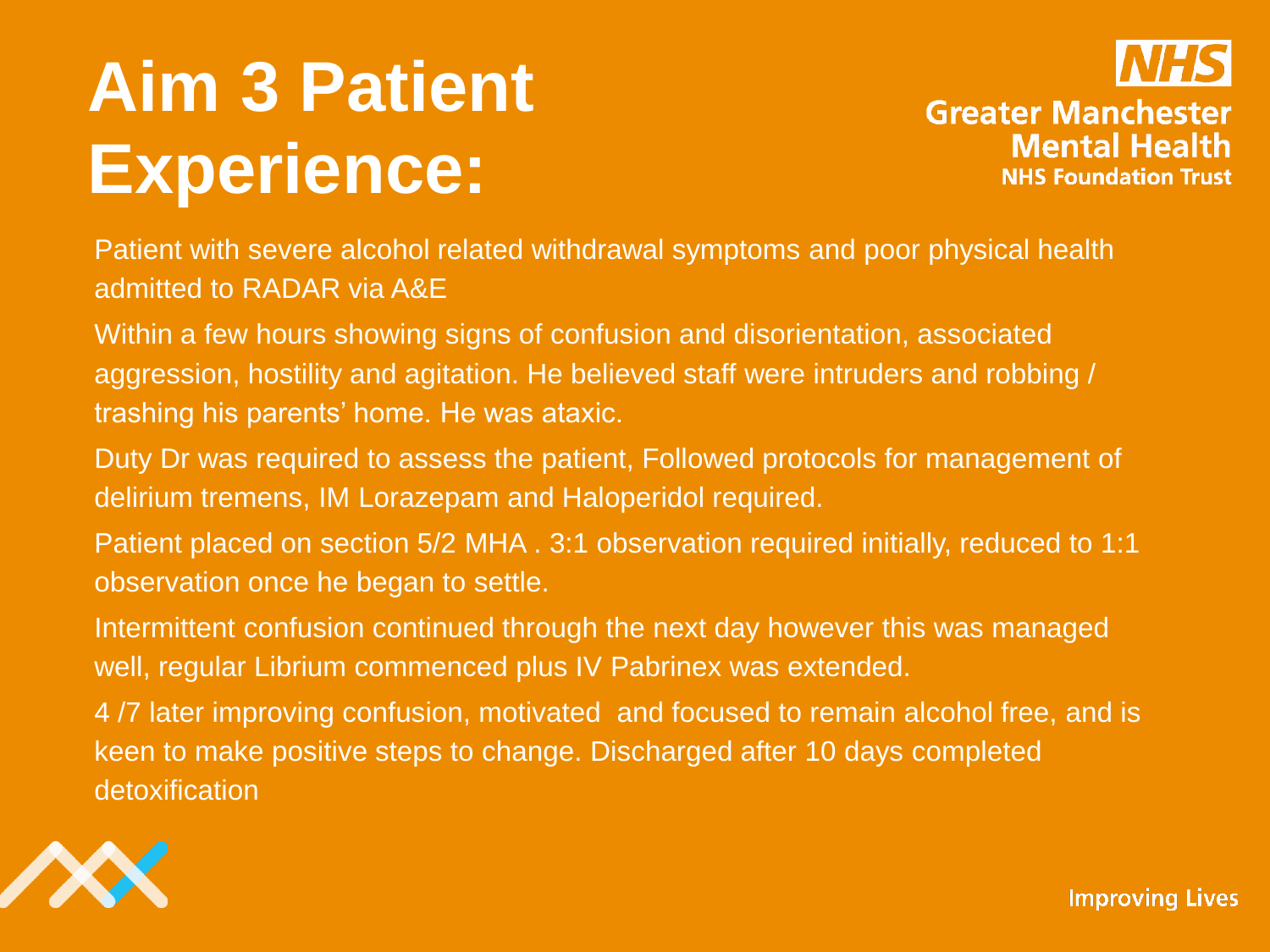# Aim 3 Patient Experience:

Greater Manchester Mental Health NHS Foundation Trust

Patient with severe alcohol related withdrawal symptoms and poor physical health admitted to RADAR via A&E

Within a few hours showing signs of confusion and disorientation, associated aggression, hostility and agitation. He believed staff were intruders and robbing / trashing his parents' home. He was ataxic.

Duty Dr was required to assess the patient, Followed protocols for management of delirium tremens, IM Lorazepam and Haloperidol required.

Patient placed on section 5/2 MHA . 3:1 observation required initially, reduced to 1:1 observation once he began to settle.

Intermittent confusion continued through the next day however this was managed well, regular Librium commenced plus IV Pabrinex was extended.

4 /7 later improving confusion, motivated and focused to remain alcohol free, and is keen to make positive steps to change. Discharged after 10 days completed detoxification

Improving Lives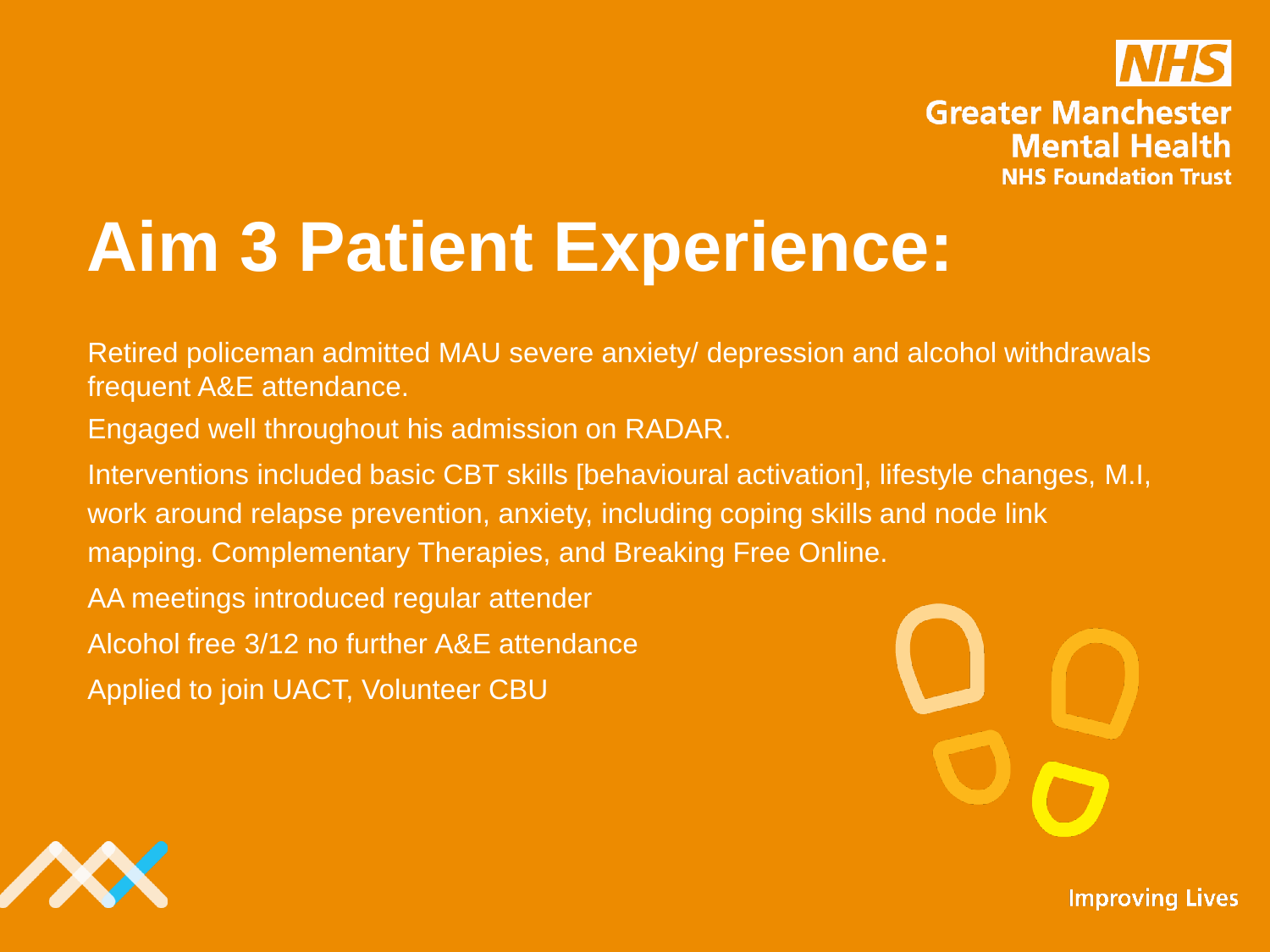# Aim 3 Patient Experience:

Retired policeman admitted MAU severe anxiety/ depression and alcohol withdrawals frequent A&E attendance.

Engaged well throughout his admission on RADAR.

Interventions included basic CBT skills [behavioural activation], lifestyle changes, M.I, work around relapse prevention, anxiety, including coping skills and node link mapping. Complementary Therapies, and Breaking Free Online.

AA meetings introduced regular attender

Alcohol free 3/12 no further A&E attendance

Applied to join UACT, Volunteer CBU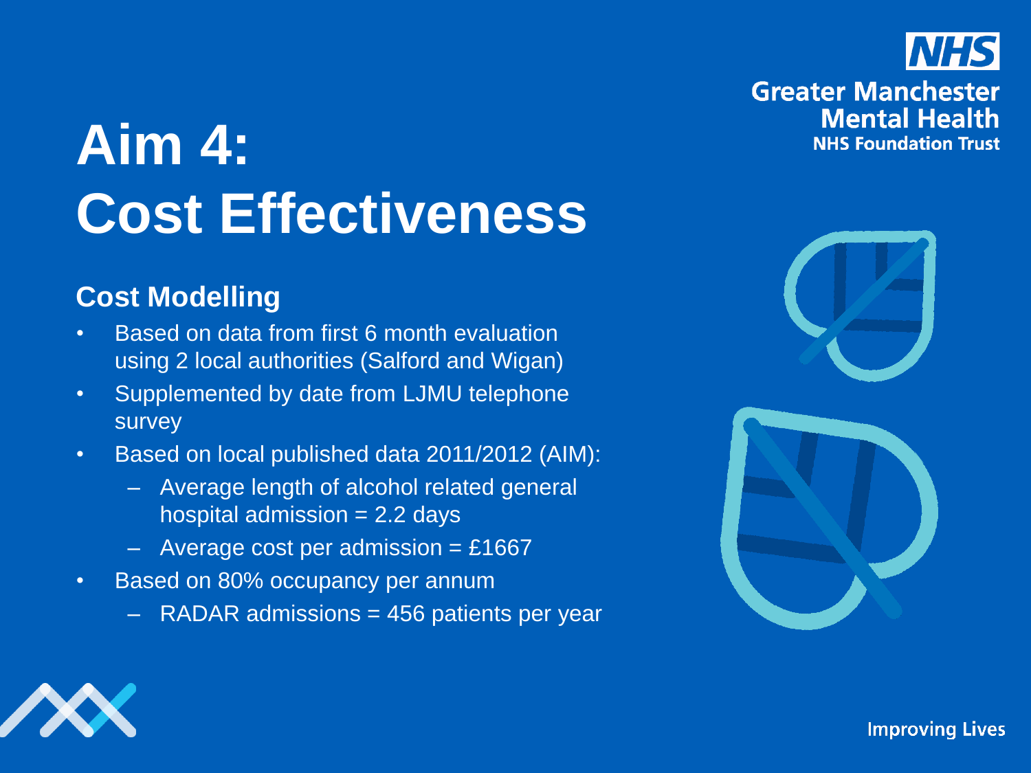# Aim 4: Cost Effectiveness

## Cost Modelling

- Based on data from first 6 month evaluation using 2 local authorities (Salford and Wigan)
- Supplemented by date from LJMU telephone survey
- Based on local published data 2011/2012 (AIM):
  - Average length of alcohol related general hospital admission = 2.2 days
  - Average cost per admission = £1667
- Based on 80% occupancy per annum
  - RADAR admissions = 456 patients per year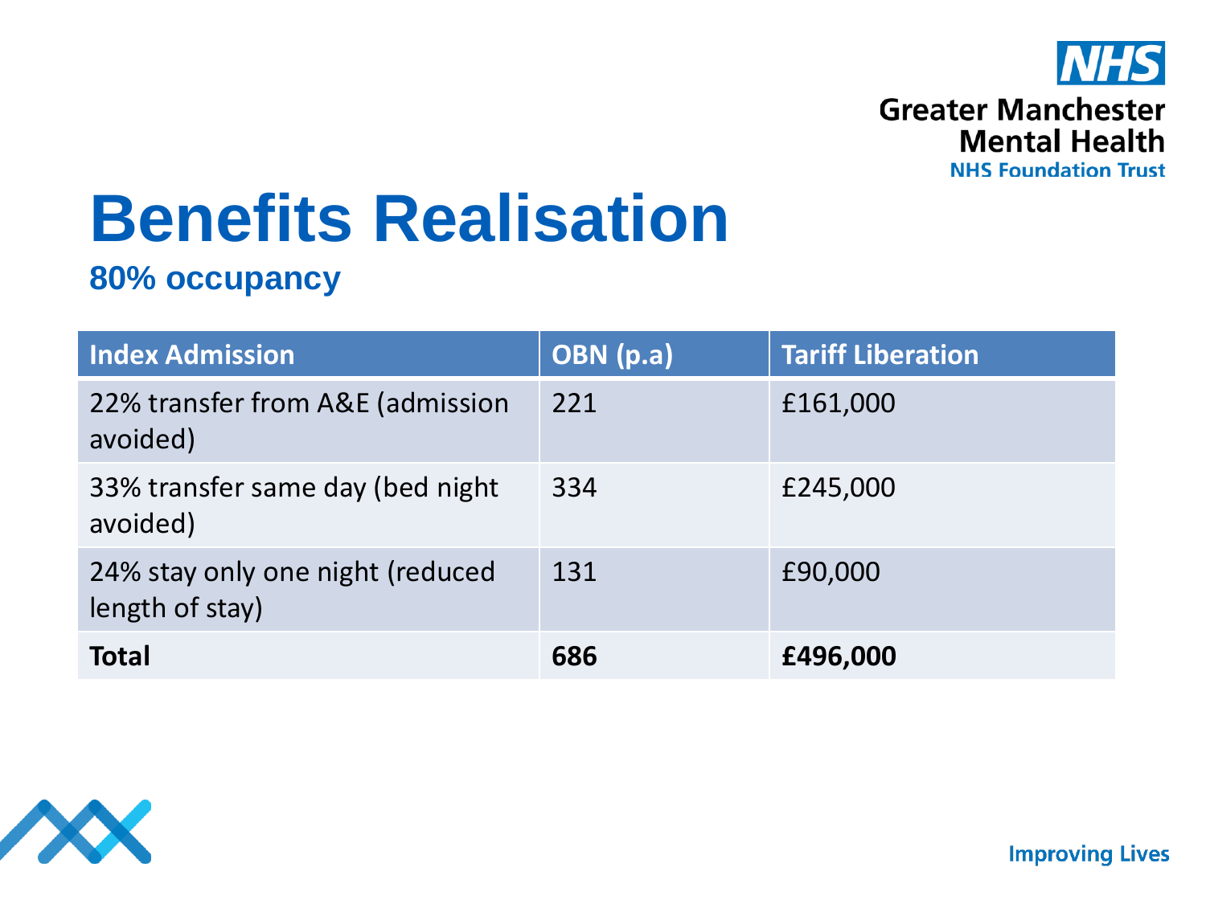# Benefits Realisation

## 80% occupancy

| Index Admission | OBN (p.a) | Tariff Liberation |
|---|---|---|
| 22% transfer from A&E (admission avoided) | 221 | £161,000 |
| 33% transfer same day (bed night avoided) | 334 | £245,000 |
| 24% stay only one night (reduced length of stay) | 131 | £90,000 |
| **Total** | **686** | **£496,000** |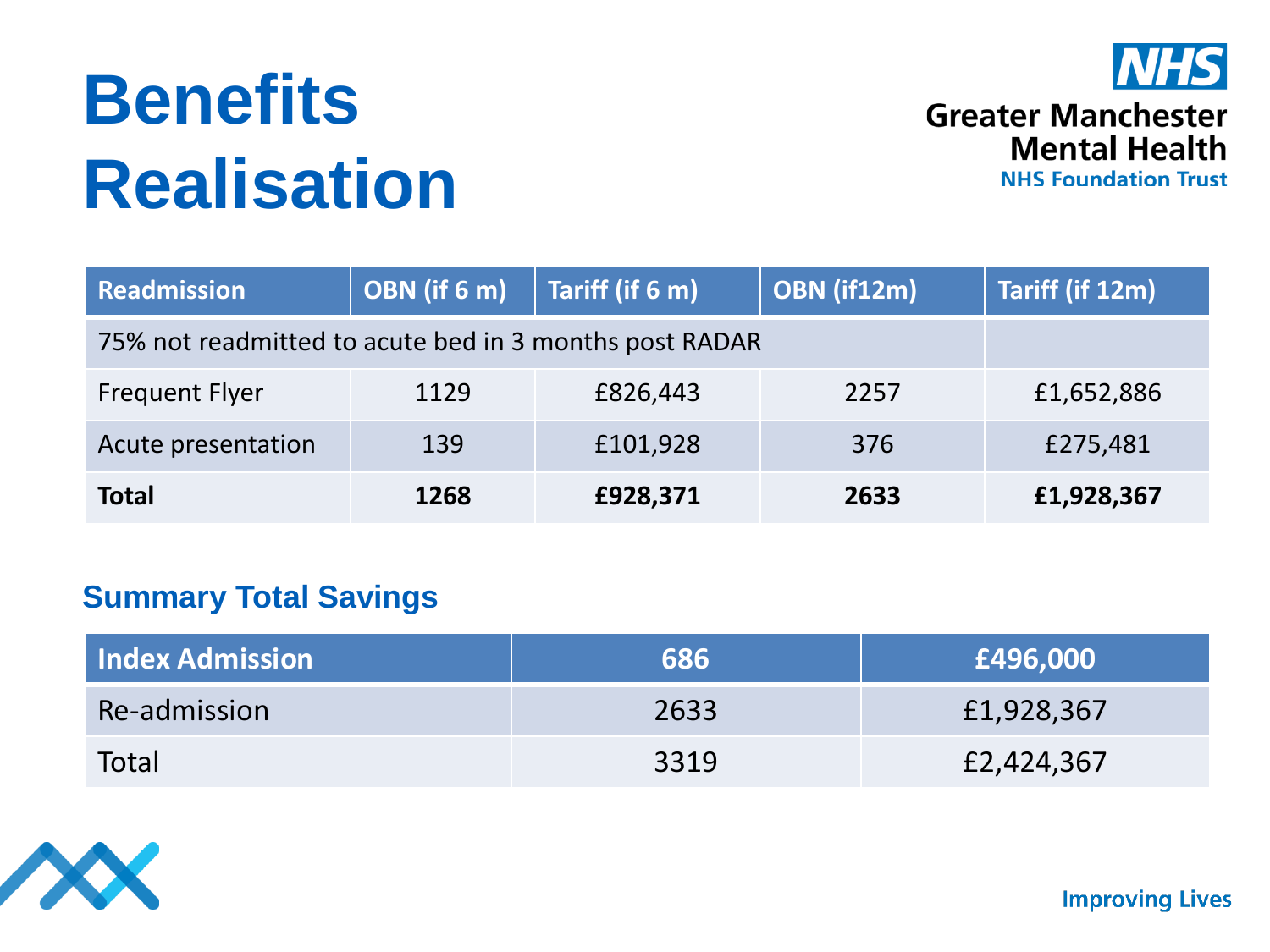# Benefits Realisation

| Readmission | OBN (if 6 m) | Tariff (if 6 m) | OBN (if12m) | Tariff (if 12m) |
|---|---|---|---|---|
| 75% not readmitted to acute bed in 3 months post RADAR | | | | |
| Frequent Flyer | 1129 | £826,443 | 2257 | £1,652,886 |
| Acute presentation | 139 | £101,928 | 376 | £275,481 |
| **Total** | **1268** | **£928,371** | **2633** | **£1,928,367** |

## Summary Total Savings

| Index Admission | 686 | £496,000 |
|---|---|---|
| Re-admission | 2633 | £1,928,367 |
| Total | 3319 | £2,424,367 |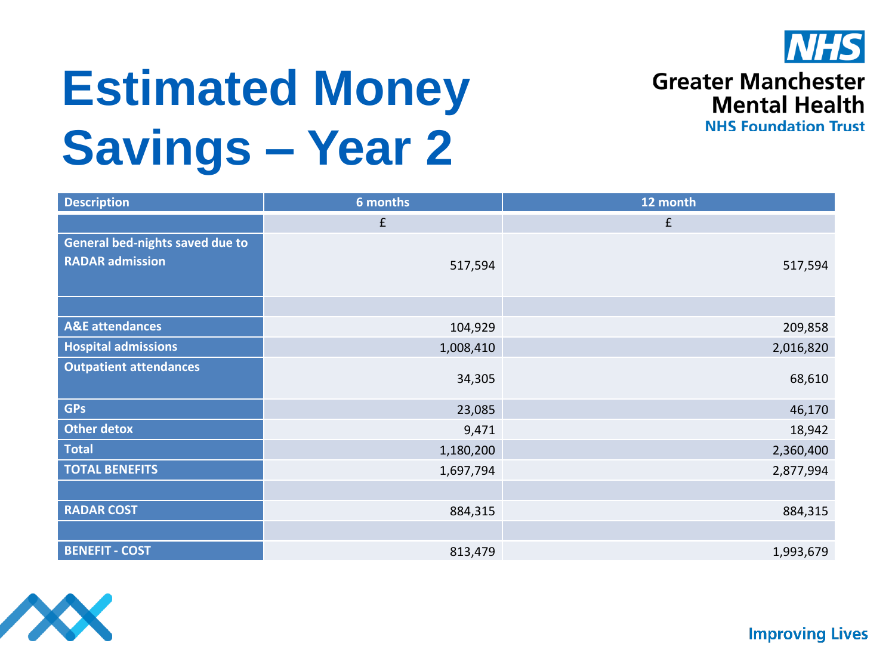# Estimated Money Savings – Year 2

| Description | 6 months | 12 month |
|---|---|---|
| | £ | £ |
| General bed-nights saved due to RADAR admission | 517,594 | 517,594 |
| | | |
| A&E attendances | 104,929 | 209,858 |
| Hospital admissions | 1,008,410 | 2,016,820 |
| Outpatient attendances | 34,305 | 68,610 |
| GPs | 23,085 | 46,170 |
| Other detox | 9,471 | 18,942 |
| Total | 1,180,200 | 2,360,400 |
| TOTAL BENEFITS | 1,697,794 | 2,877,994 |
| | | |
| RADAR COST | 884,315 | 884,315 |
| | | |
| BENEFIT - COST | 813,479 | 1,993,679 |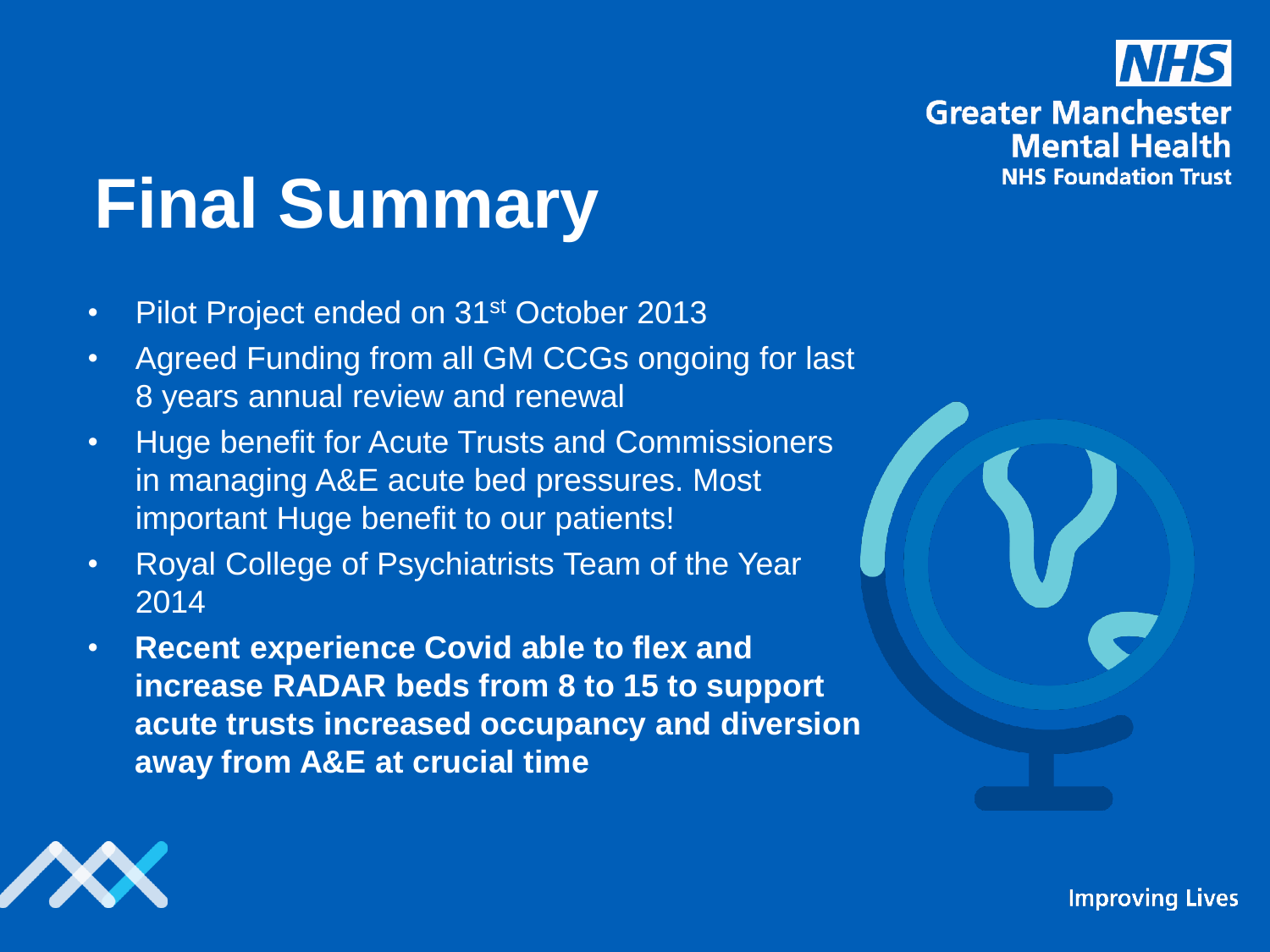# Final Summary

- Pilot Project ended on 31st October 2013
- Agreed Funding from all GM CCGs ongoing for last 8 years annual review and renewal
- Huge benefit for Acute Trusts and Commissioners in managing A&E acute bed pressures. Most important Huge benefit to our patients!
- Royal College of Psychiatrists Team of the Year 2014
- **Recent experience Covid able to flex and increase RADAR beds from 8 to 15 to support acute trusts increased occupancy and diversion away from A&E at crucial time**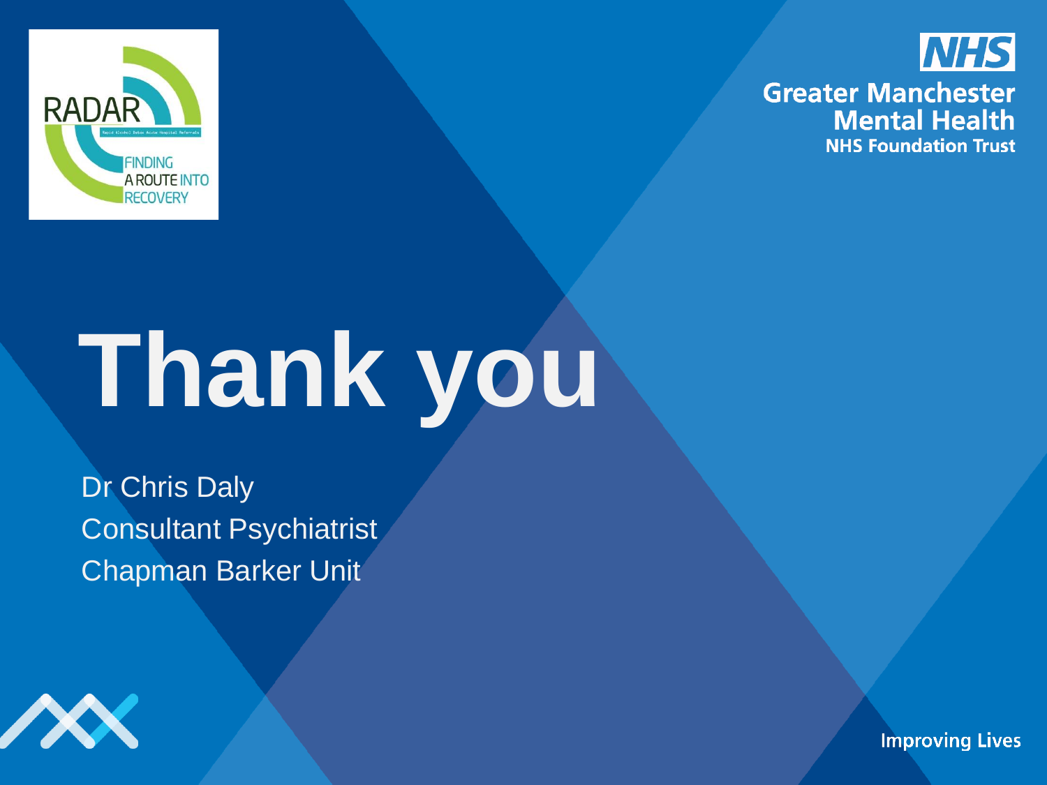RADAR

FINDING A ROUTE INTO RECOVERY

NHS

Greater Manchester Mental Health

NHS Foundation Trust

# Thank you

Dr Chris Daly

Consultant Psychiatrist

Chapman Barker Unit

Improving Lives